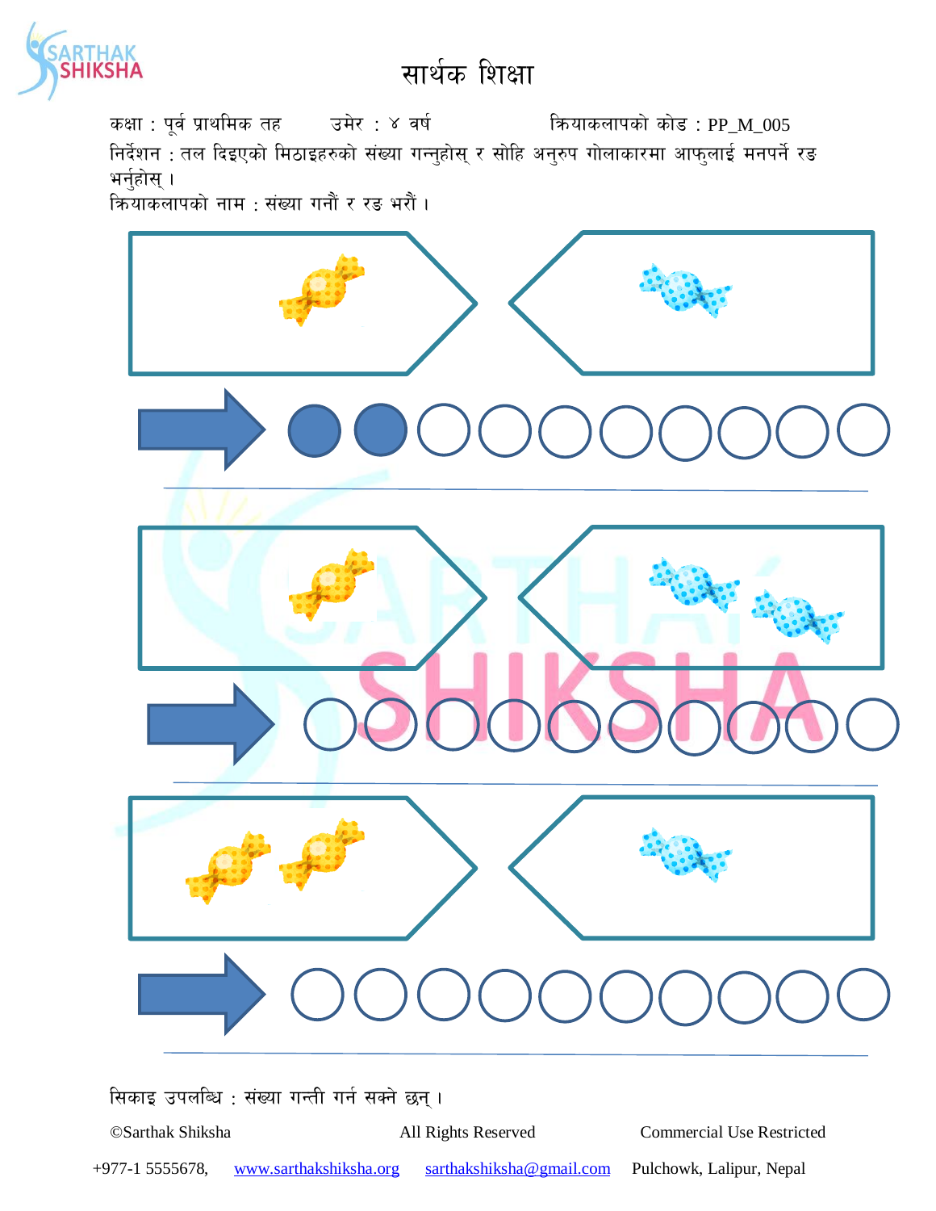# सार्थक शिक्षा

कक्षा : पूर्व प्राथमिक तह    उमेर : ४ वर्ष    क्रियाकलापको कोड : PP_M_005

निर्देशन : तल दिइएको मिठाइहरुको संख्या गन्नुहोस् र सोहि अनुरुप गोलाकारमा आफुलाई मनपर्ने रङ भर्नुहोस् ।

क्रियाकलापको नाम : संख्या गनौं र रङ भरौं ।

सिकाइ उपलब्धि : संख्या गन्ती गर्न सक्ने छन् ।

©Sarthak Shiksha    All Rights Reserved    Commercial Use Restricted

+977-1 5555678,  www.sarthakshiksha.org  sarthakshiksha@gmail.com  Pulchowk, Lalipur, Nepal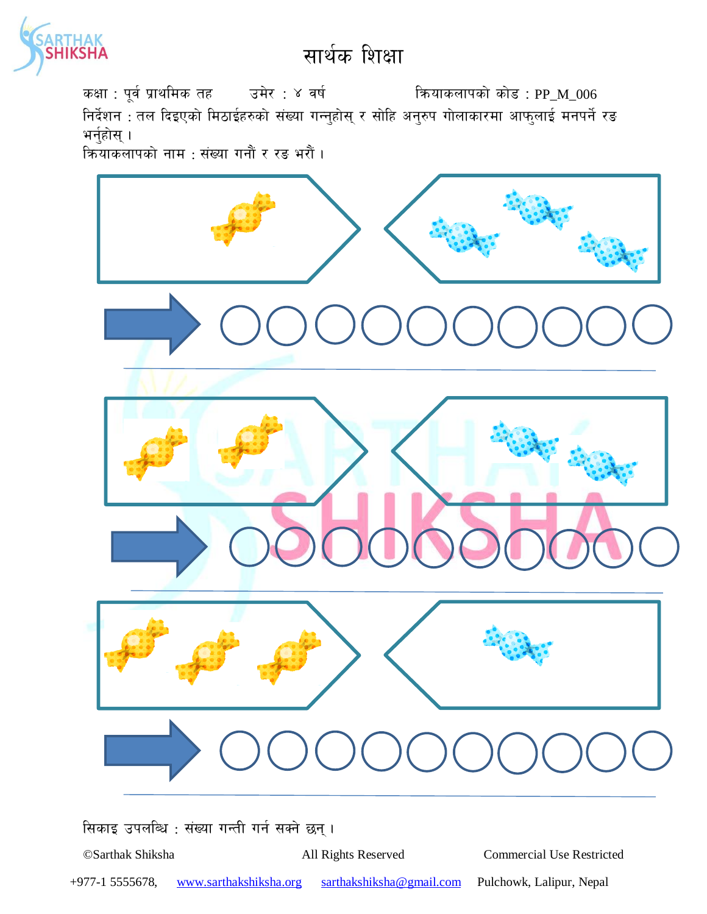# सार्थक शिक्षा

कक्षा : पूर्व प्राथमिक तह      उमेर : ४ वर्ष      क्रियाकलापको कोड : PP_M_006

निर्देशन : तल दिइएको मिठाईहरुको संख्या गन्नुहोस् र सोहि अनुरुप गोलाकारमा आफुलाई मनपर्ने रङ भर्नुहोस् ।

क्रियाकलापको नाम : संख्या गनौं र रङ भरौं ।

सिकाइ उपलब्धि : संख्या गन्ती गर्न सक्ने छन् ।

©Sarthak Shiksha      All Rights Reserved      Commercial Use Restricted

+977-1 5555678, www.sarthakshiksha.org sarthakshiksha@gmail.com Pulchowk, Lalipur, Nepal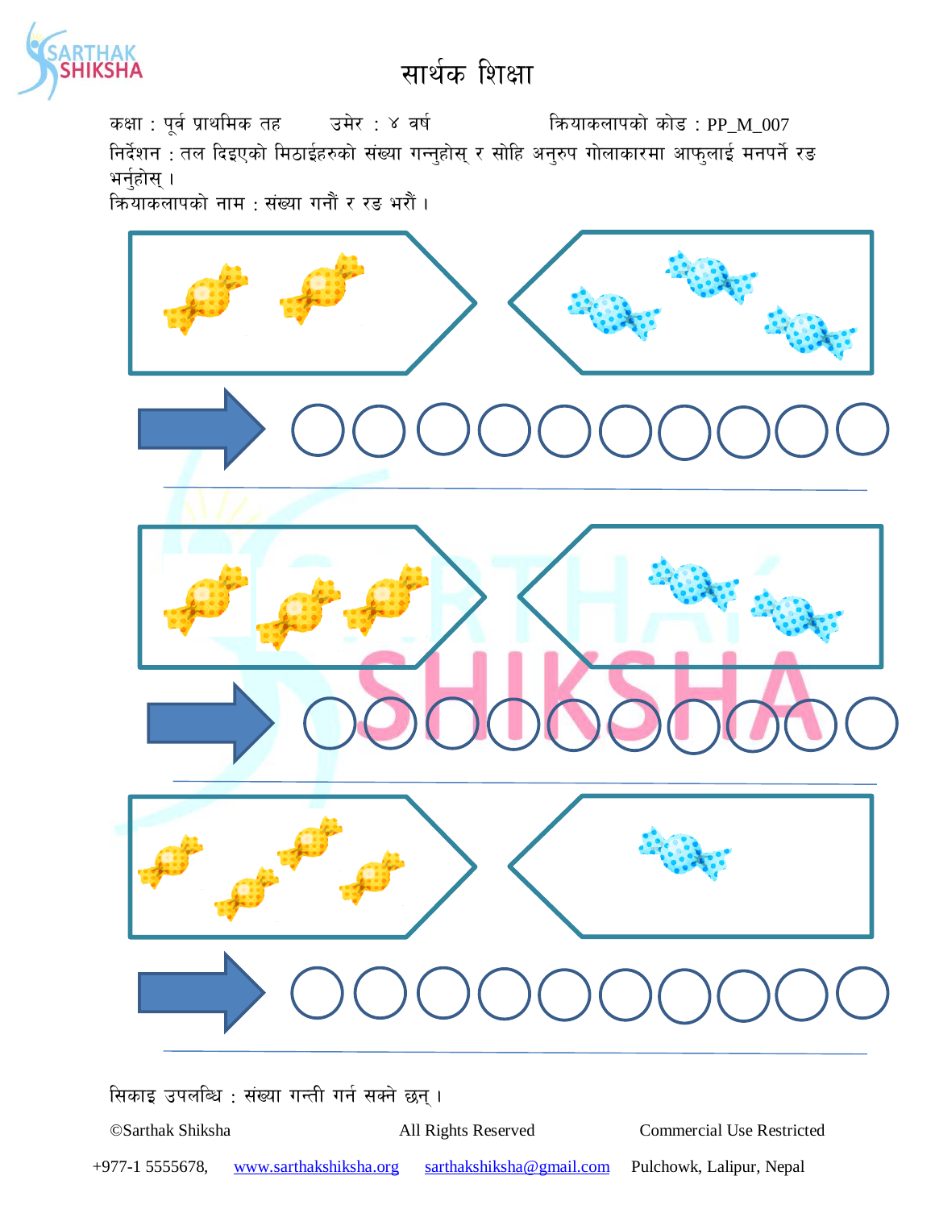# सार्थक शिक्षा

कक्षा : पूर्व प्राथमिक तह    उमेर : ४ वर्ष    क्रियाकलापको कोड : PP_M_007

निर्देशन : तल दिइएको मिठाईहरुको संख्या गन्नुहोस् र सोहि अनुरुप गोलाकारमा आफुलाई मनपर्ने रङ भर्नुहोस् ।

क्रियाकलापको नाम : संख्या गनौं र रङ भरौं ।

सिकाइ उपलब्धि : संख्या गन्ती गर्न सक्ने छन् ।

©Sarthak Shiksha    All Rights Reserved    Commercial Use Restricted

+977-1 5555678,  www.sarthakshiksha.org  sarthakshiksha@gmail.com  Pulchowk, Lalipur, Nepal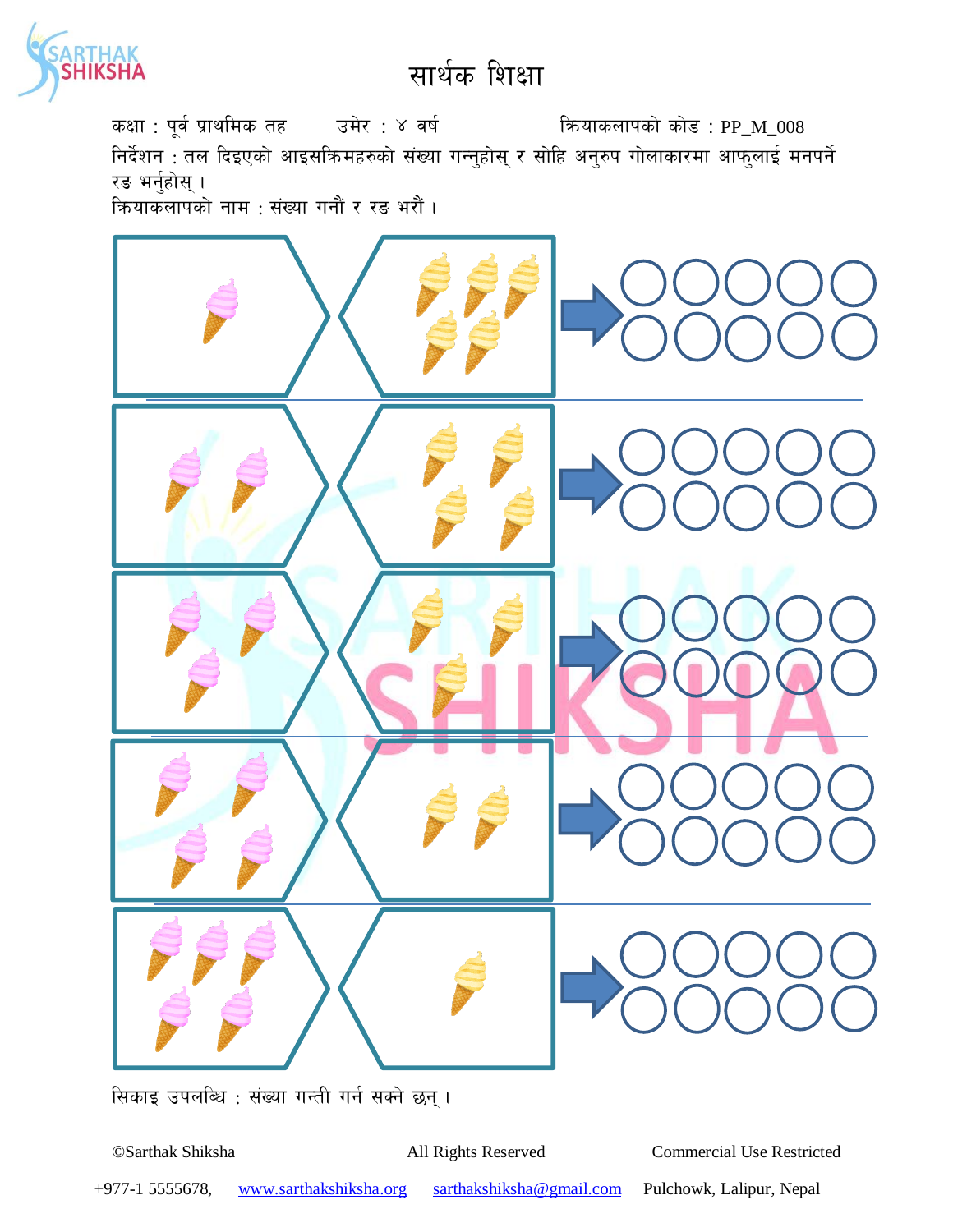# सार्थक शिक्षा

कक्षा : पूर्व प्राथमिक तह उमेर : ४ वर्ष क्रियाकलापको कोड : PP_M_008

निर्देशन : तल दिइएको आइसक्रिमहरुको संख्या गन्नुहोस् र सोहि अनुरुप गोलाकारमा आफुलाई मनपर्ने रङ भर्नुहोस् ।

क्रियाकलापको नाम : संख्या गनौं र रङ भरौं ।

सिकाइ उपलब्धि : संख्या गन्ती गर्न सक्ने छन् ।

©Sarthak Shiksha All Rights Reserved Commercial Use Restricted

+977-1 5555678, www.sarthakshiksha.org sarthakshiksha@gmail.com Pulchowk, Lalipur, Nepal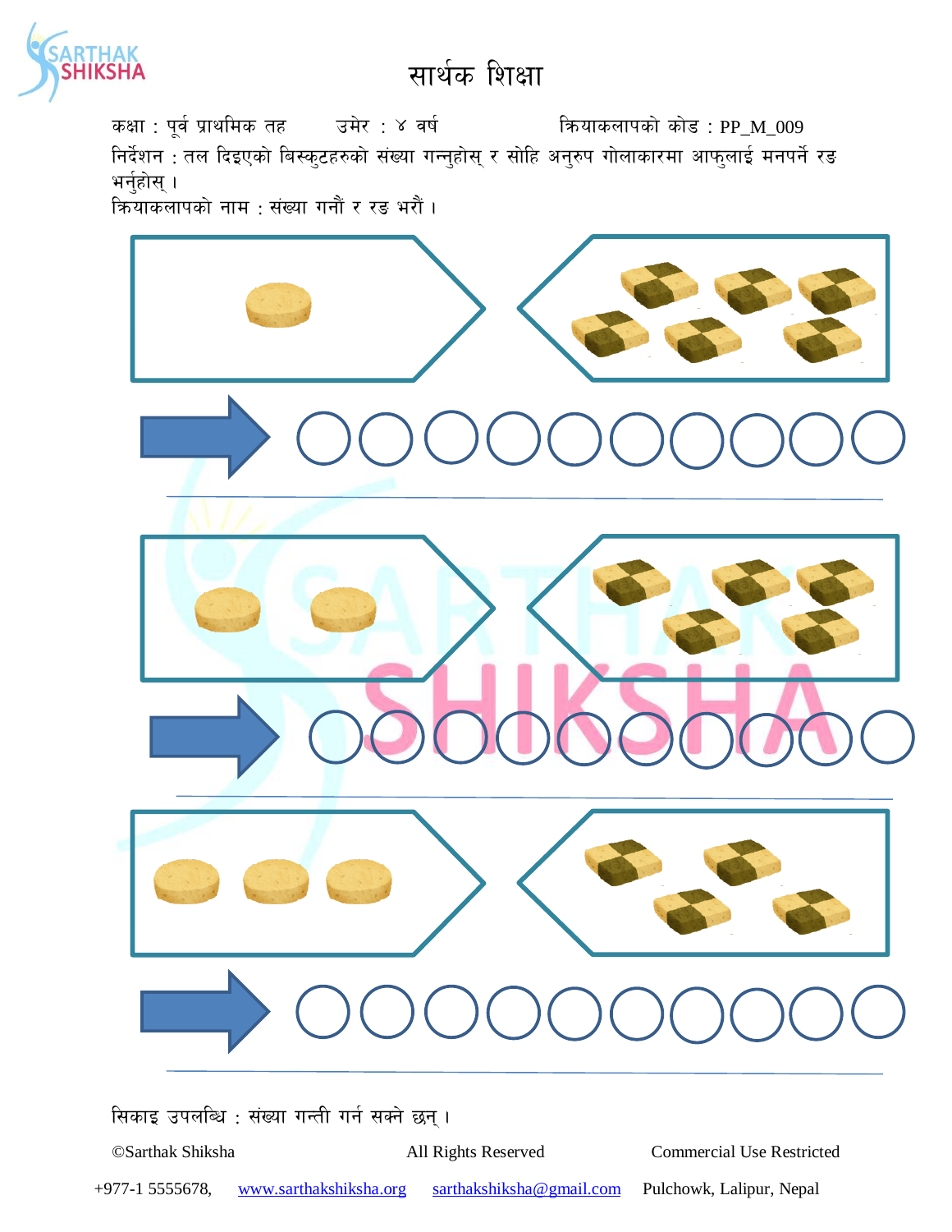# सार्थक शिक्षा

कक्षा : पूर्व प्राथमिक तह उमेर : ४ वर्ष क्रियाकलापको कोड : PP_M_009

निर्देशन : तल दिइएको बिस्कुटहरुको संख्या गन्नुहोस् र सोहि अनुरुप गोलाकारमा आफुलाई मनपर्ने रङ भर्नुहोस् ।

क्रियाकलापको नाम : संख्या गनौं र रङ भरौं ।

सिकाइ उपलब्धि : संख्या गन्ती गर्न सक्ने छन् ।

©Sarthak Shiksha All Rights Reserved Commercial Use Restricted

+977-1 5555678, www.sarthakshiksha.org sarthakshiksha@gmail.com Pulchowk, Lalipur, Nepal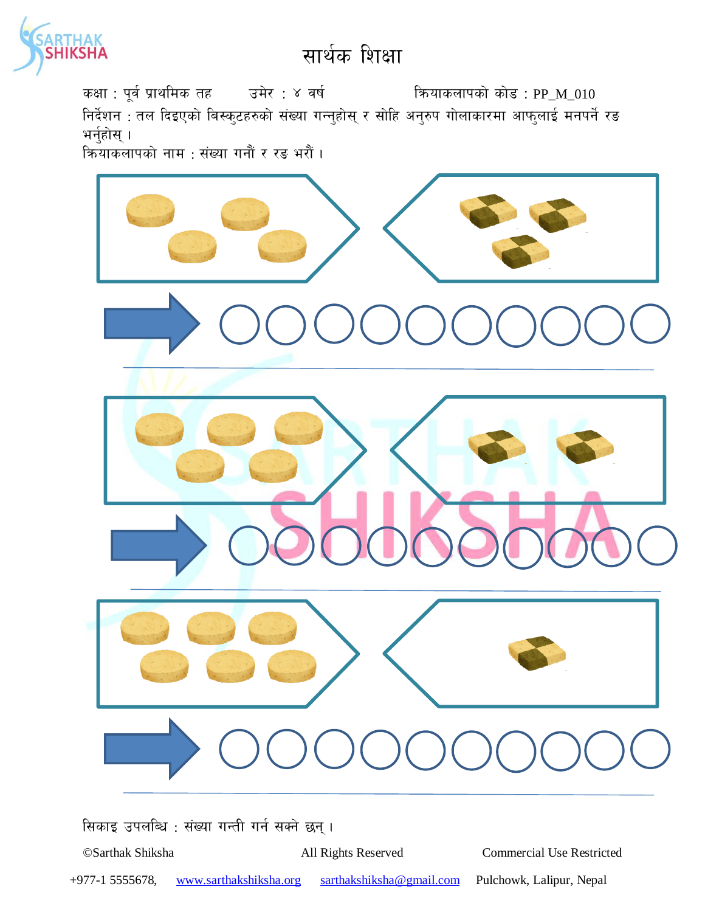# सार्थक शिक्षा

कक्षा : पूर्व प्राथमिक तह उमेर : ४ वर्ष क्रियाकलापको कोड : PP_M_010

निर्देशन : तल दिइएको बिस्कुटहरुको संख्या गन्नुहोस् र सोहि अनुरुप गोलाकारमा आफुलाई मनपर्ने रङ भर्नुहोस् ।

क्रियाकलापको नाम : संख्या गनौं र रङ भरौं ।

सिकाइ उपलब्धि : संख्या गन्ती गर्न सक्ने छन् ।

©Sarthak Shiksha All Rights Reserved Commercial Use Restricted

+977-1 5555678, www.sarthakshiksha.org sarthakshiksha@gmail.com Pulchowk, Lalipur, Nepal